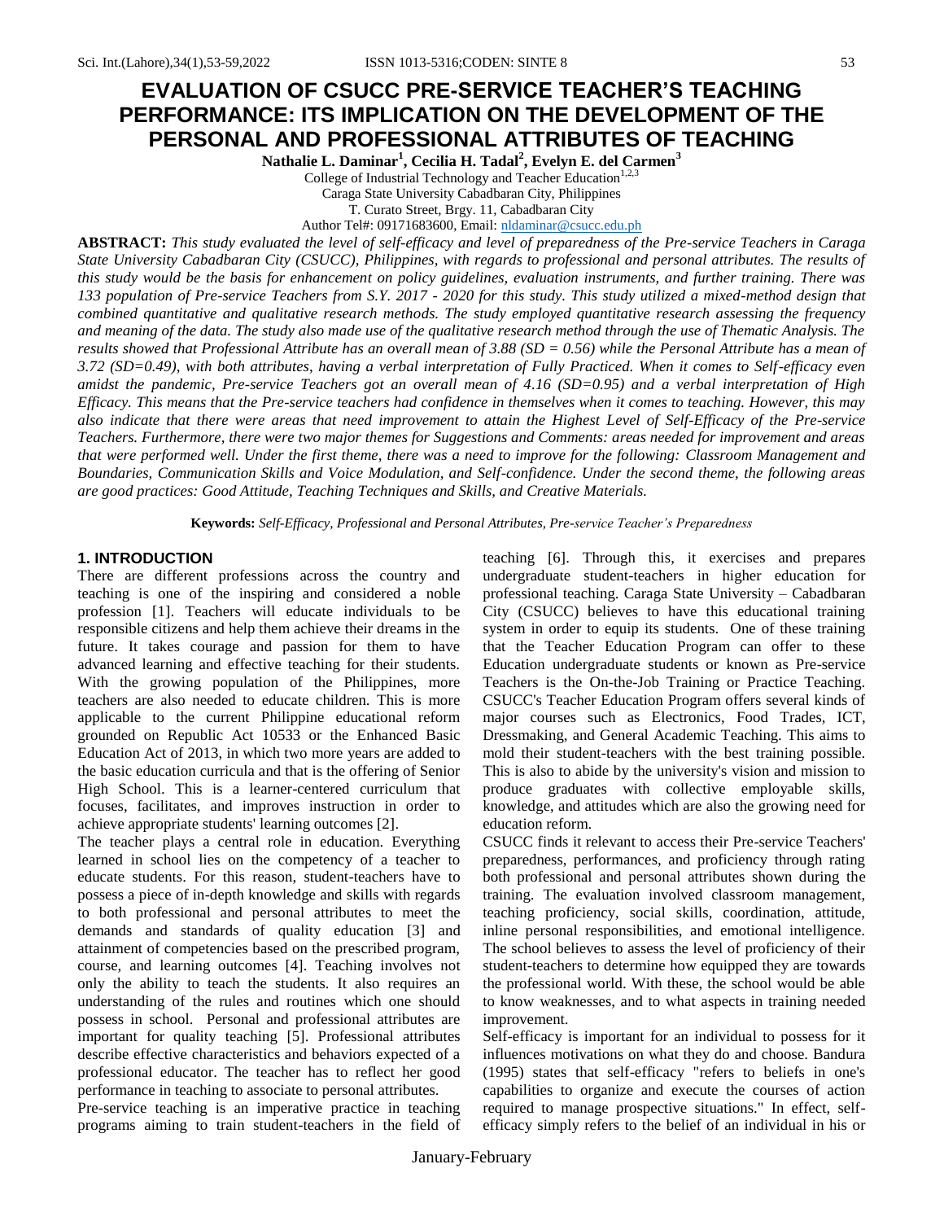# EVALUATION OF CSUCC PRE-SERVICE TEACHER'S TEACHING PERFORMANCE: ITS IMPLICATION ON THE DEVELOPMENT OF THE PERSONAL AND PROFESSIONAL ATTRIBUTES OF TEACHING

**Nathalie L. Daminar[1], Cecilia H. Tadal[2], Evelyn E. del Carmen[3]**

College of Industrial Technology and Teacher Education[1,2,3]
Caraga State University Cabadbaran City, Philippines
T. Curato Street, Brgy. 11, Cabadbaran City
Author Tel#: 09171683600, Email: nldaminar@csucc.edu.ph

**ABSTRACT:** *This study evaluated the level of self-efficacy and level of preparedness of the Pre-service Teachers in Caraga State University Cabadbaran City (CSUCC), Philippines, with regards to professional and personal attributes. The results of this study would be the basis for enhancement on policy guidelines, evaluation instruments, and further training. There was 133 population of Pre-service Teachers from S.Y. 2017 - 2020 for this study. This study utilized a mixed-method design that combined quantitative and qualitative research methods. The study employed quantitative research assessing the frequency and meaning of the data. The study also made use of the qualitative research method through the use of Thematic Analysis. The results showed that Professional Attribute has an overall mean of 3.88 (SD = 0.56) while the Personal Attribute has a mean of 3.72 (SD=0.49), with both attributes, having a verbal interpretation of Fully Practiced. When it comes to Self-efficacy even amidst the pandemic, Pre-service Teachers got an overall mean of 4.16 (SD=0.95) and a verbal interpretation of High Efficacy. This means that the Pre-service teachers had confidence in themselves when it comes to teaching. However, this may also indicate that there were areas that need improvement to attain the Highest Level of Self-Efficacy of the Pre-service Teachers. Furthermore, there were two major themes for Suggestions and Comments: areas needed for improvement and areas that were performed well. Under the first theme, there was a need to improve for the following: Classroom Management and Boundaries, Communication Skills and Voice Modulation, and Self-confidence. Under the second theme, the following areas are good practices: Good Attitude, Teaching Techniques and Skills, and Creative Materials.*

**Keywords:** *Self-Efficacy, Professional and Personal Attributes, Pre-service Teacher's Preparedness*

## 1. INTRODUCTION

There are different professions across the country and teaching is one of the inspiring and considered a noble profession [1]. Teachers will educate individuals to be responsible citizens and help them achieve their dreams in the future. It takes courage and passion for them to have advanced learning and effective teaching for their students. With the growing population of the Philippines, more teachers are also needed to educate children. This is more applicable to the current Philippine educational reform grounded on Republic Act 10533 or the Enhanced Basic Education Act of 2013, in which two more years are added to the basic education curricula and that is the offering of Senior High School. This is a learner-centered curriculum that focuses, facilitates, and improves instruction in order to achieve appropriate students' learning outcomes [2].

The teacher plays a central role in education. Everything learned in school lies on the competency of a teacher to educate students. For this reason, student-teachers have to possess a piece of in-depth knowledge and skills with regards to both professional and personal attributes to meet the demands and standards of quality education [3] and attainment of competencies based on the prescribed program, course, and learning outcomes [4]. Teaching involves not only the ability to teach the students. It also requires an understanding of the rules and routines which one should possess in school. Personal and professional attributes are important for quality teaching [5]. Professional attributes describe effective characteristics and behaviors expected of a professional educator. The teacher has to reflect her good performance in teaching to associate to personal attributes.

Pre-service teaching is an imperative practice in teaching programs aiming to train student-teachers in the field of teaching [6]. Through this, it exercises and prepares undergraduate student-teachers in higher education for professional teaching. Caraga State University – Cabadbaran City (CSUCC) believes to have this educational training system in order to equip its students. One of these training that the Teacher Education Program can offer to these Education undergraduate students or known as Pre-service Teachers is the On-the-Job Training or Practice Teaching. CSUCC's Teacher Education Program offers several kinds of major courses such as Electronics, Food Trades, ICT, Dressmaking, and General Academic Teaching. This aims to mold their student-teachers with the best training possible. This is also to abide by the university's vision and mission to produce graduates with collective employable skills, knowledge, and attitudes which are also the growing need for education reform.

CSUCC finds it relevant to access their Pre-service Teachers' preparedness, performances, and proficiency through rating both professional and personal attributes shown during the training. The evaluation involved classroom management, teaching proficiency, social skills, coordination, attitude, inline personal responsibilities, and emotional intelligence. The school believes to assess the level of proficiency of their student-teachers to determine how equipped they are towards the professional world. With these, the school would be able to know weaknesses, and to what aspects in training needed improvement.

Self-efficacy is important for an individual to possess for it influences motivations on what they do and choose. Bandura (1995) states that self-efficacy "refers to beliefs in one's capabilities to organize and execute the courses of action required to manage prospective situations." In effect, self-efficacy simply refers to the belief of an individual in his or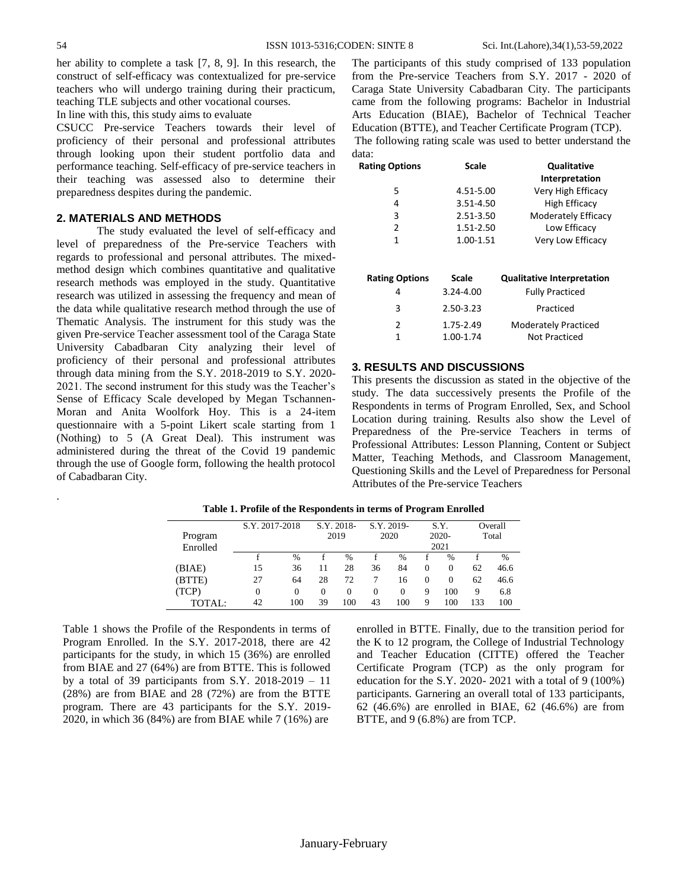her ability to complete a task [7, 8, 9]. In this research, the construct of self-efficacy was contextualized for pre-service teachers who will undergo training during their practicum, teaching TLE subjects and other vocational courses.

In line with this, this study aims to evaluate CSUCC Pre-service Teachers towards their level of proficiency of their personal and professional attributes through looking upon their student portfolio data and performance teaching. Self-efficacy of pre-service teachers in their teaching was assessed also to determine their preparedness despites during the pandemic.

## 2. MATERIALS AND METHODS

The study evaluated the level of self-efficacy and level of preparedness of the Pre-service Teachers with regards to professional and personal attributes. The mixed-method design which combines quantitative and qualitative research methods was employed in the study. Quantitative research was utilized in assessing the frequency and mean of the data while qualitative research method through the use of Thematic Analysis. The instrument for this study was the given Pre-service Teacher assessment tool of the Caraga State University Cabadbaran City analyzing their level of proficiency of their personal and professional attributes through data mining from the S.Y. 2018-2019 to S.Y. 2020-2021. The second instrument for this study was the Teacher's Sense of Efficacy Scale developed by Megan Tschannen-Moran and Anita Woolfork Hoy. This is a 24-item questionnaire with a 5-point Likert scale starting from 1 (Nothing) to 5 (A Great Deal). This instrument was administered during the threat of the Covid 19 pandemic through the use of Google form, following the health protocol of Cabadbaran City.

The participants of this study comprised of 133 population from the Pre-service Teachers from S.Y. 2017 - 2020 of Caraga State University Cabadbaran City. The participants came from the following programs: Bachelor in Industrial Arts Education (BIAE), Bachelor of Technical Teacher Education (BTTE), and Teacher Certificate Program (TCP).

The following rating scale was used to better understand the data:

| Rating Options | Scale | Qualitative Interpretation |
|---|---|---|
| 5 | 4.51-5.00 | Very High Efficacy |
| 4 | 3.51-4.50 | High Efficacy |
| 3 | 2.51-3.50 | Moderately Efficacy |
| 2 | 1.51-2.50 | Low Efficacy |
| 1 | 1.00-1.51 | Very Low Efficacy |

| Rating Options | Scale | Qualitative Interpretation |
|---|---|---|
| 4 | 3.24-4.00 | Fully Practiced |
| 3 | 2.50-3.23 | Practiced |
| 2 | 1.75-2.49 | Moderately Practiced |
| 1 | 1.00-1.74 | Not Practiced |

## 3. RESULTS AND DISCUSSIONS

This presents the discussion as stated in the objective of the study. The data successively presents the Profile of the Respondents in terms of Program Enrolled, Sex, and School Location during training. Results also show the Level of Preparedness of the Pre-service Teachers in terms of Professional Attributes: Lesson Planning, Content or Subject Matter, Teaching Methods, and Classroom Management, Questioning Skills and the Level of Preparedness for Personal Attributes of the Pre-service Teachers

**Table 1. Profile of the Respondents in terms of Program Enrolled**

| Program Enrolled | S.Y. 2017-2018 | | S.Y. 2018-2019 | | S.Y. 2019-2020 | | S.Y. 2020-2021 | | Overall Total | |
|---|---|---|---|---|---|---|---|---|---|---|
| | f | % | f | % | f | % | f | % | f | % |
| (BIAE) | 15 | 36 | 11 | 28 | 36 | 84 | 0 | 0 | 62 | 46.6 |
| (BTTE) | 27 | 64 | 28 | 72 | 7 | 16 | 0 | 0 | 62 | 46.6 |
| (TCP) | 0 | 0 | 0 | 0 | 0 | 0 | 9 | 100 | 9 | 6.8 |
| TOTAL: | 42 | 100 | 39 | 100 | 43 | 100 | 9 | 100 | 133 | 100 |

Table 1 shows the Profile of the Respondents in terms of Program Enrolled. In the S.Y. 2017-2018, there are 42 participants for the study, in which 15 (36%) are enrolled from BIAE and 27 (64%) are from BTTE. This is followed by a total of 39 participants from S.Y. 2018-2019 – 11 (28%) are from BIAE and 28 (72%) are from the BTTE program. There are 43 participants for the S.Y. 2019-2020, in which 36 (84%) are from BIAE while 7 (16%) are enrolled in BTTE. Finally, due to the transition period for the K to 12 program, the College of Industrial Technology and Teacher Education (CITTE) offered the Teacher Certificate Program (TCP) as the only program for education for the S.Y. 2020- 2021 with a total of 9 (100%) participants. Garnering an overall total of 133 participants, 62 (46.6%) are enrolled in BIAE, 62 (46.6%) are from BTTE, and 9 (6.8%) are from TCP.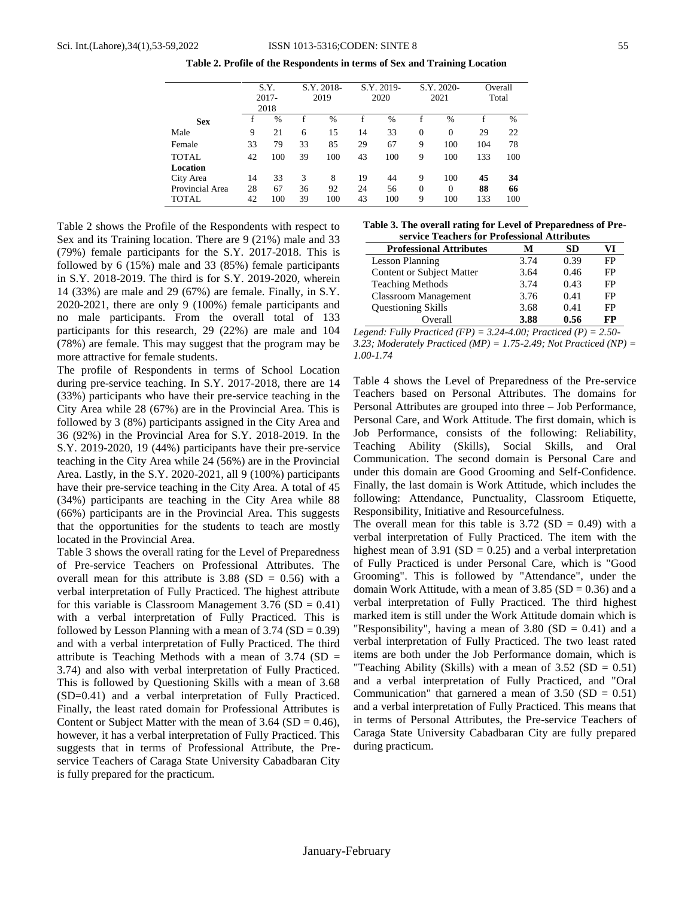**Table 2. Profile of the Respondents in terms of Sex and Training Location**

| | S.Y. 2017-2018 | | S.Y. 2018-2019 | | S.Y. 2019-2020 | | S.Y. 2020-2021 | | Overall Total | |
|---|---|---|---|---|---|---|---|---|---|---|
| **Sex** | f | % | f | % | f | % | f | % | f | % |
| Male | 9 | 21 | 6 | 15 | 14 | 33 | 0 | 0 | 29 | 22 |
| Female | 33 | 79 | 33 | 85 | 29 | 67 | 9 | 100 | 104 | 78 |
| TOTAL | 42 | 100 | 39 | 100 | 43 | 100 | 9 | 100 | 133 | 100 |
| **Location** | | | | | | | | | | |
| City Area | 14 | 33 | 3 | 8 | 19 | 44 | 9 | 100 | **45** | **34** |
| Provincial Area | 28 | 67 | 36 | 92 | 24 | 56 | 0 | 0 | **88** | **66** |
| TOTAL | 42 | 100 | 39 | 100 | 43 | 100 | 9 | 100 | 133 | 100 |

Table 2 shows the Profile of the Respondents with respect to Sex and its Training location. There are 9 (21%) male and 33 (79%) female participants for the S.Y. 2017-2018. This is followed by 6 (15%) male and 33 (85%) female participants in S.Y. 2018-2019. The third is for S.Y. 2019-2020, wherein 14 (33%) are male and 29 (67%) are female. Finally, in S.Y. 2020-2021, there are only 9 (100%) female participants and no male participants. From the overall total of 133 participants for this research, 29 (22%) are male and 104 (78%) are female. This may suggest that the program may be more attractive for female students.

The profile of Respondents in terms of School Location during pre-service teaching. In S.Y. 2017-2018, there are 14 (33%) participants who have their pre-service teaching in the City Area while 28 (67%) are in the Provincial Area. This is followed by 3 (8%) participants assigned in the City Area and 36 (92%) in the Provincial Area for S.Y. 2018-2019. In the S.Y. 2019-2020, 19 (44%) participants have their pre-service teaching in the City Area while 24 (56%) are in the Provincial Area. Lastly, in the S.Y. 2020-2021, all 9 (100%) participants have their pre-service teaching in the City Area. A total of 45 (34%) participants are teaching in the City Area while 88 (66%) participants are in the Provincial Area. This suggests that the opportunities for the students to teach are mostly located in the Provincial Area.

Table 3 shows the overall rating for the Level of Preparedness of Pre-service Teachers on Professional Attributes. The overall mean for this attribute is 3.88 (SD = 0.56) with a verbal interpretation of Fully Practiced. The highest attribute for this variable is Classroom Management 3.76 (SD = 0.41) with a verbal interpretation of Fully Practiced. This is followed by Lesson Planning with a mean of 3.74 (SD = 0.39) and with a verbal interpretation of Fully Practiced. The third attribute is Teaching Methods with a mean of 3.74 (SD = 3.74) and also with verbal interpretation of Fully Practiced. This is followed by Questioning Skills with a mean of 3.68 (SD=0.41) and a verbal interpretation of Fully Practiced. Finally, the least rated domain for Professional Attributes is Content or Subject Matter with the mean of 3.64 (SD = 0.46), however, it has a verbal interpretation of Fully Practiced. This suggests that in terms of Professional Attribute, the Pre-service Teachers of Caraga State University Cabadbaran City is fully prepared for the practicum.

**Table 3. The overall rating for Level of Preparedness of Pre-service Teachers for Professional Attributes**

| Professional Attributes | M | SD | VI |
|---|---|---|---|
| Lesson Planning | 3.74 | 0.39 | FP |
| Content or Subject Matter | 3.64 | 0.46 | FP |
| Teaching Methods | 3.74 | 0.43 | FP |
| Classroom Management | 3.76 | 0.41 | FP |
| Questioning Skills | 3.68 | 0.41 | FP |
| Overall | **3.88** | **0.56** | **FP** |

*Legend: Fully Practiced (FP) = 3.24-4.00; Practiced (P) = 2.50-3.23; Moderately Practiced (MP) = 1.75-2.49; Not Practiced (NP) = 1.00-1.74*

Table 4 shows the Level of Preparedness of the Pre-service Teachers based on Personal Attributes. The domains for Personal Attributes are grouped into three – Job Performance, Personal Care, and Work Attitude. The first domain, which is Job Performance, consists of the following: Reliability, Teaching Ability (Skills), Social Skills, and Oral Communication. The second domain is Personal Care and under this domain are Good Grooming and Self-Confidence. Finally, the last domain is Work Attitude, which includes the following: Attendance, Punctuality, Classroom Etiquette, Responsibility, Initiative and Resourcefulness.

The overall mean for this table is 3.72 (SD = 0.49) with a verbal interpretation of Fully Practiced. The item with the highest mean of 3.91 (SD = 0.25) and a verbal interpretation of Fully Practiced is under Personal Care, which is "Good Grooming". This is followed by "Attendance", under the domain Work Attitude, with a mean of 3.85 (SD = 0.36) and a verbal interpretation of Fully Practiced. The third highest marked item is still under the Work Attitude domain which is "Responsibility", having a mean of 3.80 (SD = 0.41) and a verbal interpretation of Fully Practiced. The two least rated items are both under the Job Performance domain, which is "Teaching Ability (Skills) with a mean of 3.52 (SD = 0.51) and a verbal interpretation of Fully Practiced, and "Oral Communication" that garnered a mean of 3.50 (SD = 0.51) and a verbal interpretation of Fully Practiced. This means that in terms of Personal Attributes, the Pre-service Teachers of Caraga State University Cabadbaran City are fully prepared during practicum.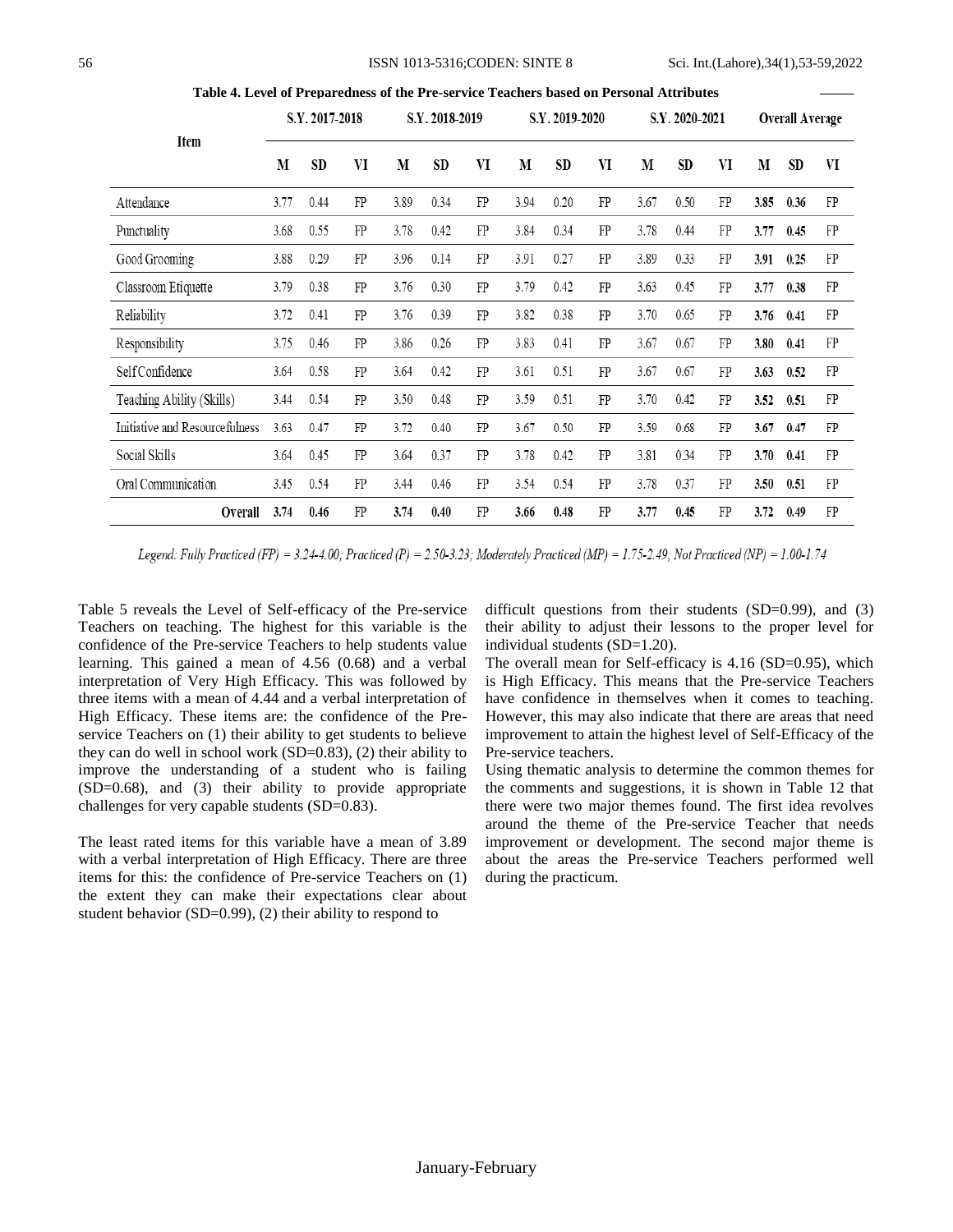**Table 4. Level of Preparedness of the Pre-service Teachers based on Personal Attributes**

| Item | S.Y. 2017-2018 | | | S.Y. 2018-2019 | | | S.Y. 2019-2020 | | | S.Y. 2020-2021 | | | Overall Average | | |
|---|---|---|---|---|---|---|---|---|---|---|---|---|---|---|---|
| | M | SD | VI | M | SD | VI | M | SD | VI | M | SD | VI | M | SD | VI |
| Attendance | 3.77 | 0.44 | FP | 3.89 | 0.34 | FP | 3.94 | 0.20 | FP | 3.67 | 0.50 | FP | **3.85** | **0.36** | FP |
| Punctuality | 3.68 | 0.55 | FP | 3.78 | 0.42 | FP | 3.84 | 0.34 | FP | 3.78 | 0.44 | FP | **3.77** | **0.45** | FP |
| Good Grooming | 3.88 | 0.29 | FP | 3.96 | 0.14 | FP | 3.91 | 0.27 | FP | 3.89 | 0.33 | FP | **3.91** | **0.25** | FP |
| Classroom Etiquette | 3.79 | 0.38 | FP | 3.76 | 0.30 | FP | 3.79 | 0.42 | FP | 3.63 | 0.45 | FP | **3.77** | **0.38** | FP |
| Reliability | 3.72 | 0.41 | FP | 3.76 | 0.39 | FP | 3.82 | 0.38 | FP | 3.70 | 0.65 | FP | **3.76** | **0.41** | FP |
| Responsibility | 3.75 | 0.46 | FP | 3.86 | 0.26 | FP | 3.83 | 0.41 | FP | 3.67 | 0.67 | FP | **3.80** | **0.41** | FP |
| Self Confidence | 3.64 | 0.58 | FP | 3.64 | 0.42 | FP | 3.61 | 0.51 | FP | 3.67 | 0.67 | FP | **3.63** | **0.52** | FP |
| Teaching Ability (Skills) | 3.44 | 0.54 | FP | 3.50 | 0.48 | FP | 3.59 | 0.51 | FP | 3.70 | 0.42 | FP | **3.52** | **0.51** | FP |
| Initiative and Resourcefulness | 3.63 | 0.47 | FP | 3.72 | 0.40 | FP | 3.67 | 0.50 | FP | 3.59 | 0.68 | FP | **3.67** | **0.47** | FP |
| Social Skills | 3.64 | 0.45 | FP | 3.64 | 0.37 | FP | 3.78 | 0.42 | FP | 3.81 | 0.34 | FP | **3.70** | **0.41** | FP |
| Oral Communication | 3.45 | 0.54 | FP | 3.44 | 0.46 | FP | 3.54 | 0.54 | FP | 3.78 | 0.37 | FP | **3.50** | **0.51** | FP |
| **Overall** | **3.74** | **0.46** | FP | **3.74** | **0.40** | FP | **3.66** | **0.48** | FP | **3.77** | **0.45** | FP | **3.72** | **0.49** | FP |

*Legend: Fully Practiced (FP) = 3.24-4.00; Practiced (P) = 2.50-3.23; Moderately Practiced (MP) = 1.75-2.49; Not Practiced (NP) = 1.00-1.74*

Table 5 reveals the Level of Self-efficacy of the Pre-service Teachers on teaching. The highest for this variable is the confidence of the Pre-service Teachers to help students value learning. This gained a mean of 4.56 (0.68) and a verbal interpretation of Very High Efficacy. This was followed by three items with a mean of 4.44 and a verbal interpretation of High Efficacy. These items are: the confidence of the Pre-service Teachers on (1) their ability to get students to believe they can do well in school work (SD=0.83), (2) their ability to improve the understanding of a student who is failing (SD=0.68), and (3) their ability to provide appropriate challenges for very capable students (SD=0.83).

The least rated items for this variable have a mean of 3.89 with a verbal interpretation of High Efficacy. There are three items for this: the confidence of Pre-service Teachers on (1) the extent they can make their expectations clear about student behavior (SD=0.99), (2) their ability to respond to difficult questions from their students (SD=0.99), and (3) their ability to adjust their lessons to the proper level for individual students (SD=1.20).

The overall mean for Self-efficacy is 4.16 (SD=0.95), which is High Efficacy. This means that the Pre-service Teachers have confidence in themselves when it comes to teaching. However, this may also indicate that there are areas that need improvement to attain the highest level of Self-Efficacy of the Pre-service teachers.

Using thematic analysis to determine the common themes for the comments and suggestions, it is shown in Table 12 that there were two major themes found. The first idea revolves around the theme of the Pre-service Teacher that needs improvement or development. The second major theme is about the areas the Pre-service Teachers performed well during the practicum.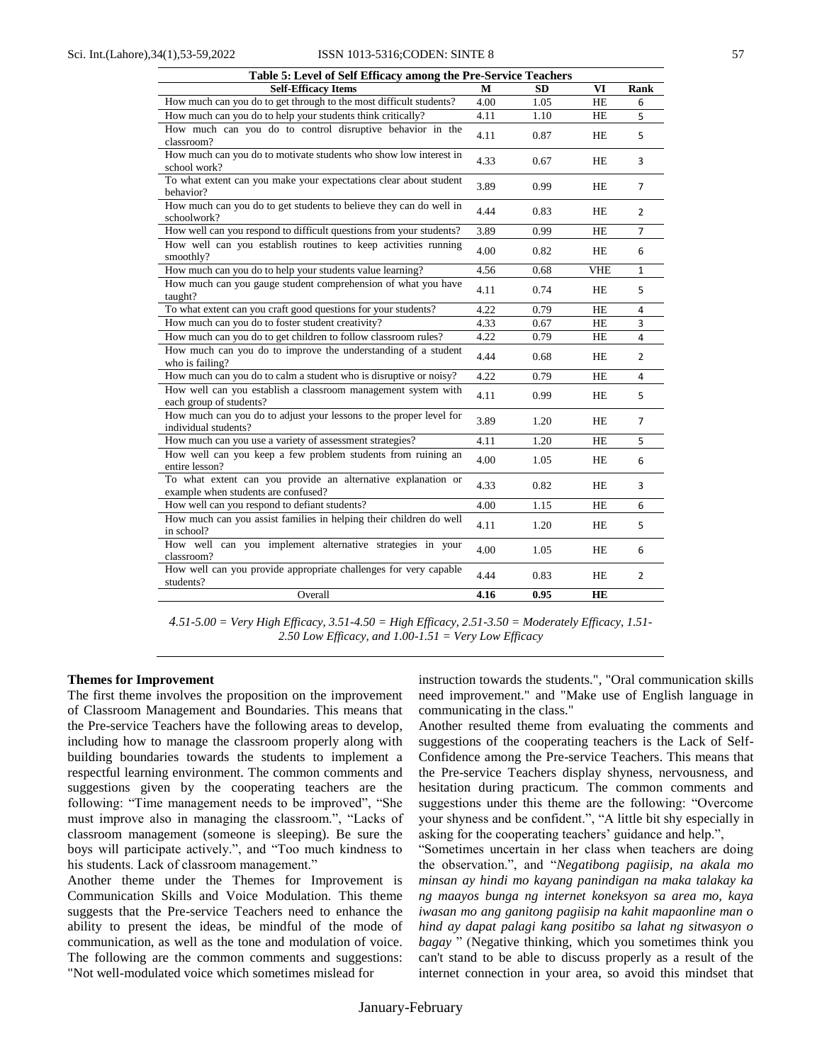**Table 5: Level of Self Efficacy among the Pre-Service Teachers**

| Self-Efficacy Items | M | SD | VI | Rank |
|---|---|---|---|---|
| How much can you do to get through to the most difficult students? | 4.00 | 1.05 | HE | 6 |
| How much can you do to help your students think critically? | 4.11 | 1.10 | HE | 5 |
| How much can you do to control disruptive behavior in the classroom? | 4.11 | 0.87 | HE | 5 |
| How much can you do to motivate students who show low interest in school work? | 4.33 | 0.67 | HE | 3 |
| To what extent can you make your expectations clear about student behavior? | 3.89 | 0.99 | HE | 7 |
| How much can you do to get students to believe they can do well in schoolwork? | 4.44 | 0.83 | HE | 2 |
| How well can you respond to difficult questions from your students? | 3.89 | 0.99 | HE | 7 |
| How well can you establish routines to keep activities running smoothly? | 4.00 | 0.82 | HE | 6 |
| How much can you do to help your students value learning? | 4.56 | 0.68 | VHE | 1 |
| How much can you gauge student comprehension of what you have taught? | 4.11 | 0.74 | HE | 5 |
| To what extent can you craft good questions for your students? | 4.22 | 0.79 | HE | 4 |
| How much can you do to foster student creativity? | 4.33 | 0.67 | HE | 3 |
| How much can you do to get children to follow classroom rules? | 4.22 | 0.79 | HE | 4 |
| How much can you do to improve the understanding of a student who is failing? | 4.44 | 0.68 | HE | 2 |
| How much can you do to calm a student who is disruptive or noisy? | 4.22 | 0.79 | HE | 4 |
| How well can you establish a classroom management system with each group of students? | 4.11 | 0.99 | HE | 5 |
| How much can you do to adjust your lessons to the proper level for individual students? | 3.89 | 1.20 | HE | 7 |
| How much can you use a variety of assessment strategies? | 4.11 | 1.20 | HE | 5 |
| How well can you keep a few problem students from ruining an entire lesson? | 4.00 | 1.05 | HE | 6 |
| To what extent can you provide an alternative explanation or example when students are confused? | 4.33 | 0.82 | HE | 3 |
| How well can you respond to defiant students? | 4.00 | 1.15 | HE | 6 |
| How much can you assist families in helping their children do well in school? | 4.11 | 1.20 | HE | 5 |
| How well can you implement alternative strategies in your classroom? | 4.00 | 1.05 | HE | 6 |
| How well can you provide appropriate challenges for very capable students? | 4.44 | 0.83 | HE | 2 |
| Overall | **4.16** | **0.95** | **HE** | |

*4.51-5.00 = Very High Efficacy, 3.51-4.50 = High Efficacy, 2.51-3.50 = Moderately Efficacy, 1.51-2.50 Low Efficacy, and 1.00-1.51 = Very Low Efficacy*

**Themes for Improvement**

The first theme involves the proposition on the improvement of Classroom Management and Boundaries. This means that the Pre-service Teachers have the following areas to develop, including how to manage the classroom properly along with building boundaries towards the students to implement a respectful learning environment. The common comments and suggestions given by the cooperating teachers are the following: "Time management needs to be improved", "She must improve also in managing the classroom.", "Lacks of classroom management (someone is sleeping). Be sure the boys will participate actively.", and "Too much kindness to his students. Lack of classroom management."

Another theme under the Themes for Improvement is Communication Skills and Voice Modulation. This theme suggests that the Pre-service Teachers need to enhance the ability to present the ideas, be mindful of the mode of communication, as well as the tone and modulation of voice. The following are the common comments and suggestions: "Not well-modulated voice which sometimes mislead for instruction towards the students.", "Oral communication skills need improvement." and "Make use of English language in communicating in the class."

Another resulted theme from evaluating the comments and suggestions of the cooperating teachers is the Lack of Self-Confidence among the Pre-service Teachers. This means that the Pre-service Teachers display shyness, nervousness, and hesitation during practicum. The common comments and suggestions under this theme are the following: "Overcome your shyness and be confident.", "A little bit shy especially in asking for the cooperating teachers' guidance and help.", "Sometimes uncertain in her class when teachers are doing the observation.", and "*Negatibong pagiisip, na akala mo minsan ay hindi mo kayang panindigan na maka talakay ka ng maayos bunga ng internet koneksyon sa area mo, kaya iwasan mo ang ganitong pagiisip na kahit mapaonline man o hind ay dapat palagi kang positibo sa lahat ng sitwasyon o bagay* " (Negative thinking, which you sometimes think you can't stand to be able to discuss properly as a result of the internet connection in your area, so avoid this mindset that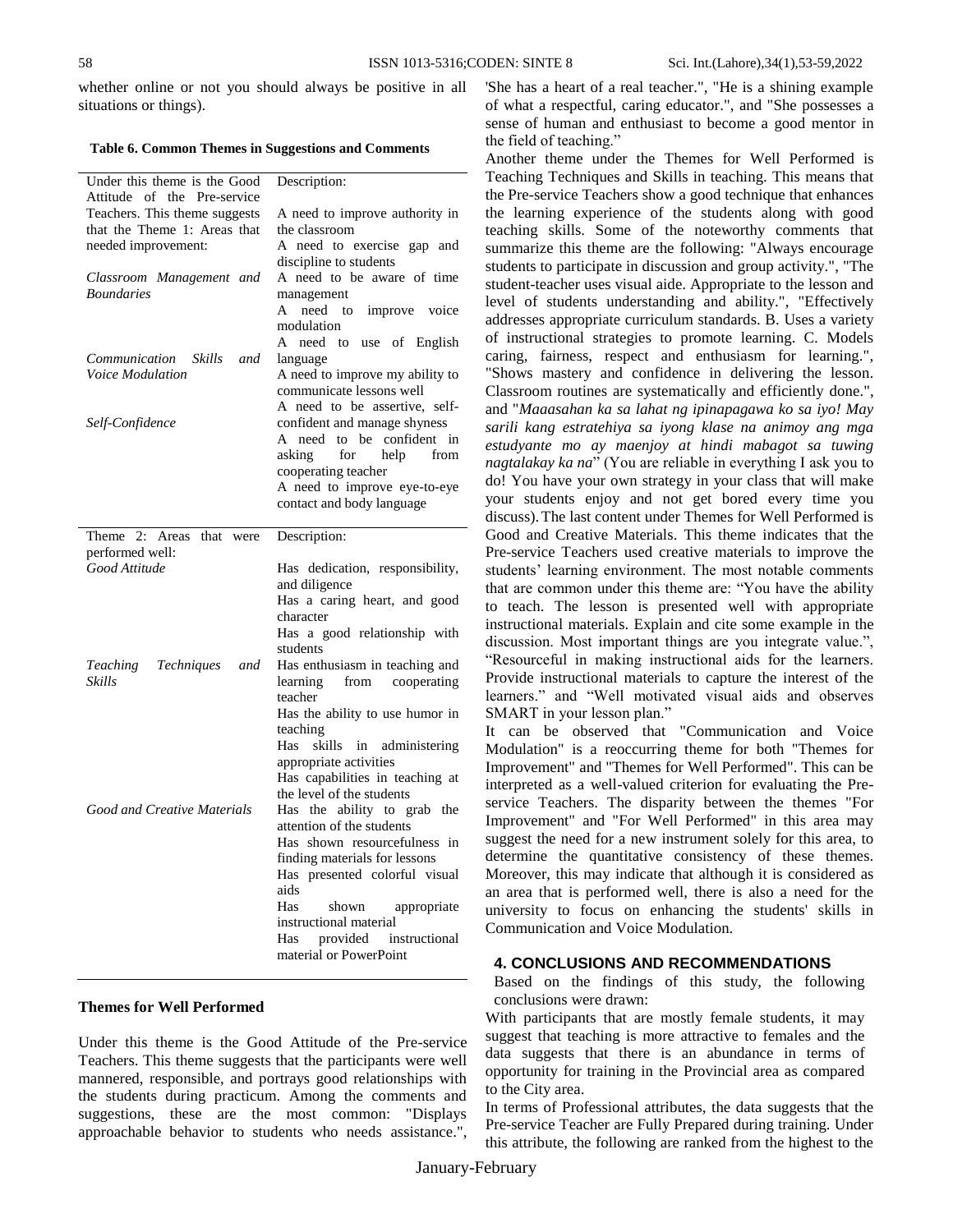whether online or not you should always be positive in all situations or things).

**Table 6. Common Themes in Suggestions and Comments**

| Under this theme is the Good Attitude of the Pre-service Teachers. This theme suggests that the Theme 1: Areas that needed improvement: | Description: |
|---|---|
| | A need to improve authority in the classroom |
| *Classroom Management and Boundaries* | A need to exercise gap and discipline to students<br>A need to be aware of time management |
| *Communication Skills and Voice Modulation* | A need to improve voice modulation<br>A need to use of English language<br>A need to improve my ability to communicate lessons well |
| *Self-Confidence* | A need to be assertive, self-confident and manage shyness<br>A need to be confident in asking for help from cooperating teacher<br>A need to improve eye-to-eye contact and body language |
| **Theme 2: Areas that were performed well:** | **Description:** |
| *Good Attitude* | Has dedication, responsibility, and diligence<br>Has a caring heart, and good character<br>Has a good relationship with students |
| *Teaching Techniques and Skills* | Has enthusiasm in teaching and learning from cooperating teacher<br>Has the ability to use humor in teaching<br>Has skills in administering appropriate activities<br>Has capabilities in teaching at the level of the students |
| *Good and Creative Materials* | Has the ability to grab the attention of the students<br>Has shown resourcefulness in finding materials for lessons<br>Has presented colorful visual aids<br>Has shown appropriate instructional material<br>Has provided instructional material or PowerPoint |

**Themes for Well Performed**

Under this theme is the Good Attitude of the Pre-service Teachers. This theme suggests that the participants were well mannered, responsible, and portrays good relationships with the students during practicum. Among the comments and suggestions, these are the most common: "Displays approachable behavior to students who needs assistance.", 'She has a heart of a real teacher.", "He is a shining example of what a respectful, caring educator.", and "She possesses a sense of human and enthusiast to become a good mentor in the field of teaching."

Another theme under the Themes for Well Performed is Teaching Techniques and Skills in teaching. This means that the Pre-service Teachers show a good technique that enhances the learning experience of the students along with good teaching skills. Some of the noteworthy comments that summarize this theme are the following: "Always encourage students to participate in discussion and group activity.", "The student-teacher uses visual aide. Appropriate to the lesson and level of students understanding and ability.", "Effectively addresses appropriate curriculum standards. B. Uses a variety of instructional strategies to promote learning. C. Models caring, fairness, respect and enthusiasm for learning.", "Shows mastery and confidence in delivering the lesson. Classroom routines are systematically and efficiently done.", and "*Maaasahan ka sa lahat ng ipinapagawa ko sa iyo! May sarili kang estratehiya sa iyong klase na animoy ang mga estudyante mo ay maenjoy at hindi mabagot sa tuwing nagtalakay ka na*" (You are reliable in everything I ask you to do! You have your own strategy in your class that will make your students enjoy and not get bored every time you discuss). The last content under Themes for Well Performed is Good and Creative Materials. This theme indicates that the Pre-service Teachers used creative materials to improve the students' learning environment. The most notable comments that are common under this theme are: "You have the ability to teach. The lesson is presented well with appropriate instructional materials. Explain and cite some example in the discussion. Most important things are you integrate value.", "Resourceful in making instructional aids for the learners. Provide instructional materials to capture the interest of the learners." and "Well motivated visual aids and observes SMART in your lesson plan."

It can be observed that "Communication and Voice Modulation" is a reoccurring theme for both "Themes for Improvement" and "Themes for Well Performed". This can be interpreted as a well-valued criterion for evaluating the Pre-service Teachers. The disparity between the themes "For Improvement" and "For Well Performed" in this area may suggest the need for a new instrument solely for this area, to determine the quantitative consistency of these themes. Moreover, this may indicate that although it is considered as an area that is performed well, there is also a need for the university to focus on enhancing the students' skills in Communication and Voice Modulation.

## 4. CONCLUSIONS AND RECOMMENDATIONS

Based on the findings of this study, the following conclusions were drawn:

With participants that are mostly female students, it may suggest that teaching is more attractive to females and the data suggests that there is an abundance in terms of opportunity for training in the Provincial area as compared to the City area.

In terms of Professional attributes, the data suggests that the Pre-service Teacher are Fully Prepared during training. Under this attribute, the following are ranked from the highest to the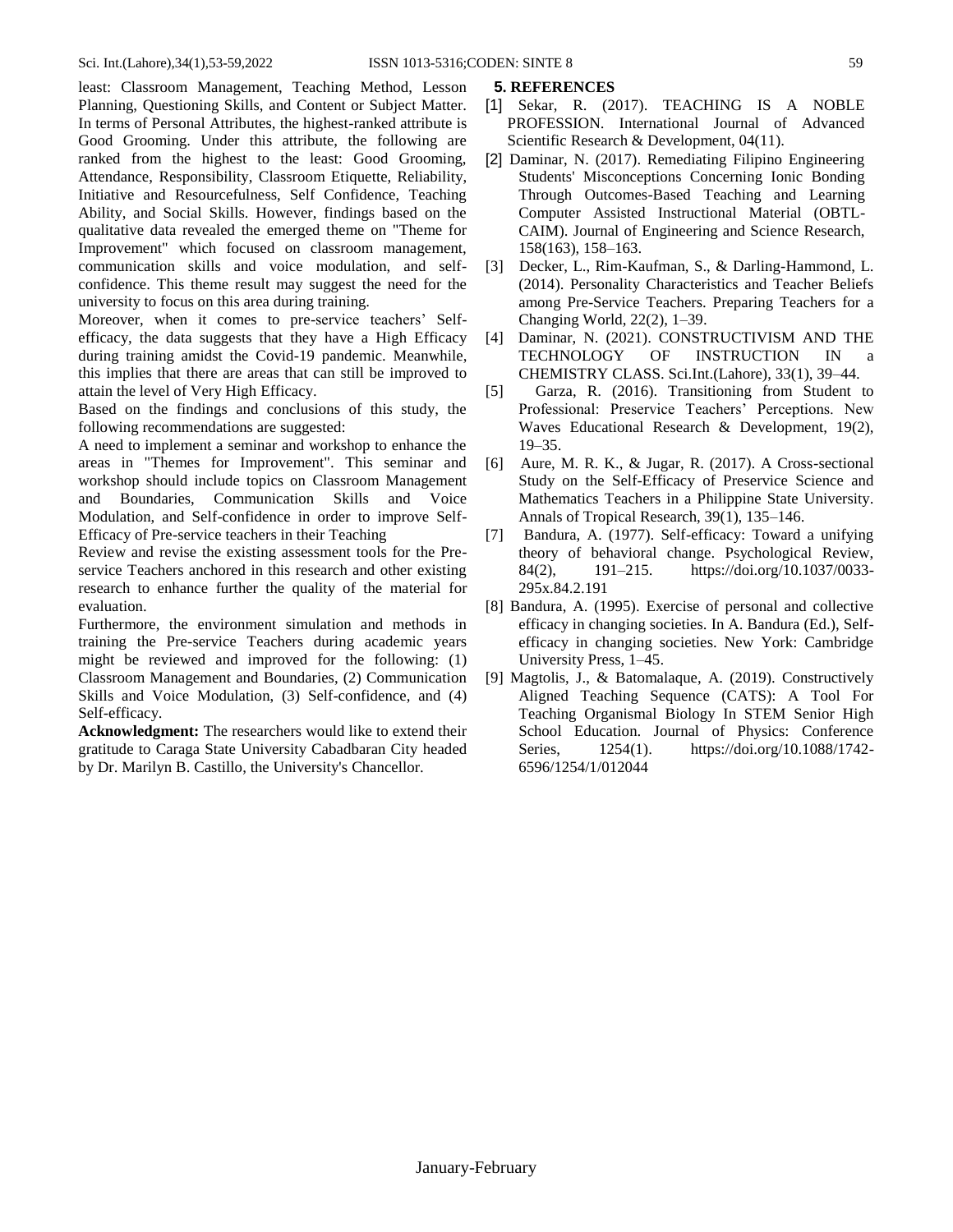least: Classroom Management, Teaching Method, Lesson Planning, Questioning Skills, and Content or Subject Matter. In terms of Personal Attributes, the highest-ranked attribute is Good Grooming. Under this attribute, the following are ranked from the highest to the least: Good Grooming, Attendance, Responsibility, Classroom Etiquette, Reliability, Initiative and Resourcefulness, Self Confidence, Teaching Ability, and Social Skills. However, findings based on the qualitative data revealed the emerged theme on "Theme for Improvement" which focused on classroom management, communication skills and voice modulation, and self-confidence. This theme result may suggest the need for the university to focus on this area during training.

Moreover, when it comes to pre-service teachers' Self-efficacy, the data suggests that they have a High Efficacy during training amidst the Covid-19 pandemic. Meanwhile, this implies that there are areas that can still be improved to attain the level of Very High Efficacy.

Based on the findings and conclusions of this study, the following recommendations are suggested:

A need to implement a seminar and workshop to enhance the areas in "Themes for Improvement". This seminar and workshop should include topics on Classroom Management and Boundaries, Communication Skills and Voice Modulation, and Self-confidence in order to improve Self-Efficacy of Pre-service teachers in their Teaching

Review and revise the existing assessment tools for the Pre-service Teachers anchored in this research and other existing research to enhance further the quality of the material for evaluation.

Furthermore, the environment simulation and methods in training the Pre-service Teachers during academic years might be reviewed and improved for the following: (1) Classroom Management and Boundaries, (2) Communication Skills and Voice Modulation, (3) Self-confidence, and (4) Self-efficacy.

**Acknowledgment:** The researchers would like to extend their gratitude to Caraga State University Cabadbaran City headed by Dr. Marilyn B. Castillo, the University's Chancellor.

## 5. REFERENCES

[1] Sekar, R. (2017). TEACHING IS A NOBLE PROFESSION. International Journal of Advanced Scientific Research & Development, 04(11).

[2] Daminar, N. (2017). Remediating Filipino Engineering Students' Misconceptions Concerning Ionic Bonding Through Outcomes-Based Teaching and Learning Computer Assisted Instructional Material (OBTL-CAIM). Journal of Engineering and Science Research, 158(163), 158–163.

[3] Decker, L., Rim-Kaufman, S., & Darling-Hammond, L. (2014). Personality Characteristics and Teacher Beliefs among Pre-Service Teachers. Preparing Teachers for a Changing World, 22(2), 1–39.

[4] Daminar, N. (2021). CONSTRUCTIVISM AND THE TECHNOLOGY OF INSTRUCTION IN a CHEMISTRY CLASS. Sci.Int.(Lahore), 33(1), 39–44.

[5] Garza, R. (2016). Transitioning from Student to Professional: Preservice Teachers' Perceptions. New Waves Educational Research & Development, 19(2), 19–35.

[6] Aure, M. R. K., & Jugar, R. (2017). A Cross-sectional Study on the Self-Efficacy of Preservice Science and Mathematics Teachers in a Philippine State University. Annals of Tropical Research, 39(1), 135–146.

[7] Bandura, A. (1977). Self-efficacy: Toward a unifying theory of behavioral change. Psychological Review, 84(2), 191–215. https://doi.org/10.1037/0033-295x.84.2.191

[8] Bandura, A. (1995). Exercise of personal and collective efficacy in changing societies. In A. Bandura (Ed.), Self-efficacy in changing societies. New York: Cambridge University Press, 1–45.

[9] Magtolis, J., & Batomalaque, A. (2019). Constructively Aligned Teaching Sequence (CATS): A Tool For Teaching Organismal Biology In STEM Senior High School Education. Journal of Physics: Conference Series, 1254(1). https://doi.org/10.1088/1742-6596/1254/1/012044